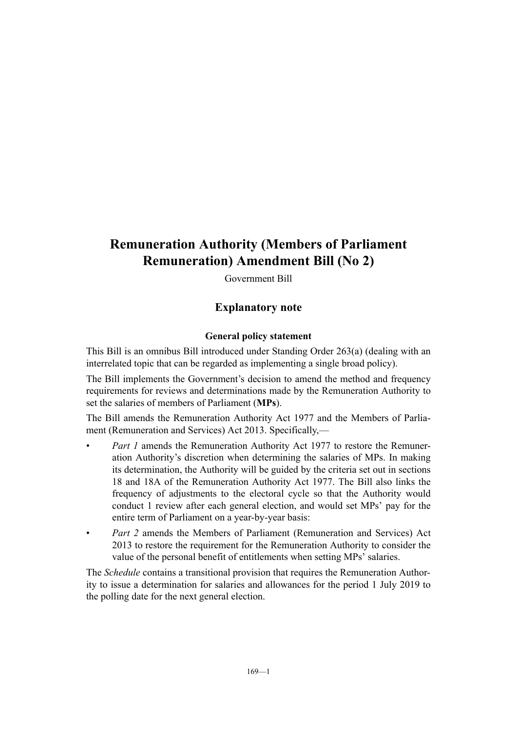# Remuneration Authority (Members of Parliament Remuneration) Amendment Bill (No 2)

Government Bill

## Explanatory note

### General policy statement

This Bill is an omnibus Bill introduced under Standing Order 263(a) (dealing with an interrelated topic that can be regarded as implementing a single broad policy).

The Bill implements the Government's decision to amend the method and frequency requirements for reviews and determinations made by the Remuneration Authority to set the salaries of members of Parliament (**MPs**).

The Bill amends the Remuneration Authority Act 1977 and the Members of Parliament (Remuneration and Services) Act 2013. Specifically,—

- *Part 1* amends the Remuneration Authority Act 1977 to restore the Remuneration Authority's discretion when determining the salaries of MPs. In making its determination, the Authority will be guided by the criteria set out in sections 18 and 18A of the Remuneration Authority Act 1977. The Bill also links the frequency of adjustments to the electoral cycle so that the Authority would conduct 1 review after each general election, and would set MPs' pay for the entire term of Parliament on a year-by-year basis:
- *Part 2* amends the Members of Parliament (Remuneration and Services) Act 2013 to restore the requirement for the Remuneration Authority to consider the value of the personal benefit of entitlements when setting MPs' salaries.

The *Schedule* contains a transitional provision that requires the Remuneration Authority to issue a determination for salaries and allowances for the period 1 July 2019 to the polling date for the next general election.

169—1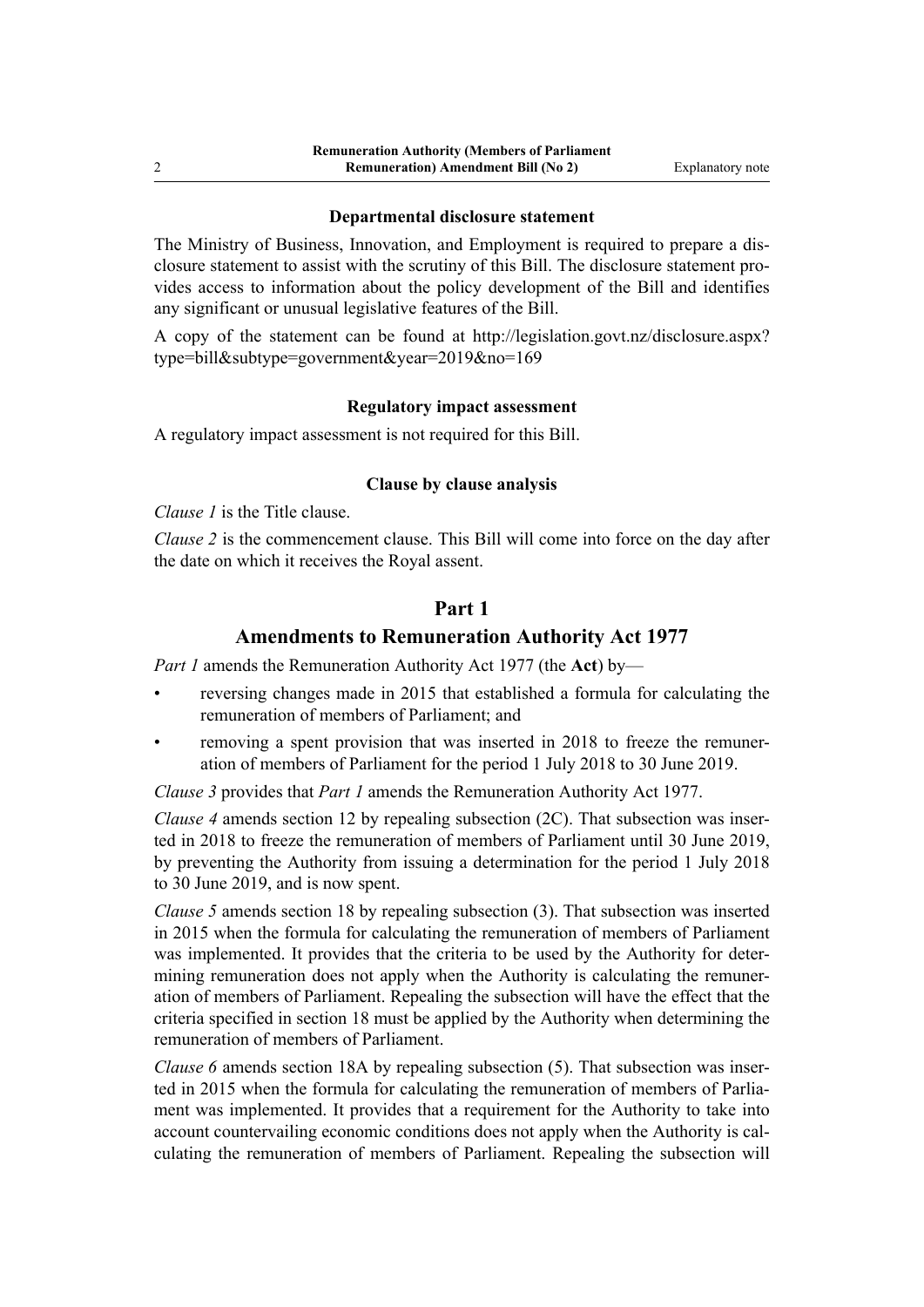### Departmental disclosure statement

The Ministry of Business, Innovation, and Employment is required to prepare a disclosure statement to assist with the scrutiny of this Bill. The disclosure statement provides access to information about the policy development of the Bill and identifies any significant or unusual legislative features of the Bill.

A copy of the statement can be found at http://legislation.govt.nz/disclosure.aspx?type=bill&subtype=government&year=2019&no=169

### Regulatory impact assessment

A regulatory impact assessment is not required for this Bill.

### Clause by clause analysis

*Clause 1* is the Title clause.

*Clause 2* is the commencement clause. This Bill will come into force on the day after the date on which it receives the Royal assent.

## Part 1

## Amendments to Remuneration Authority Act 1977

*Part 1* amends the Remuneration Authority Act 1977 (the **Act**) by—

- reversing changes made in 2015 that established a formula for calculating the remuneration of members of Parliament; and
- removing a spent provision that was inserted in 2018 to freeze the remuneration of members of Parliament for the period 1 July 2018 to 30 June 2019.

*Clause 3* provides that *Part 1* amends the Remuneration Authority Act 1977.

*Clause 4* amends section 12 by repealing subsection (2C). That subsection was inserted in 2018 to freeze the remuneration of members of Parliament until 30 June 2019, by preventing the Authority from issuing a determination for the period 1 July 2018 to 30 June 2019, and is now spent.

*Clause 5* amends section 18 by repealing subsection (3). That subsection was inserted in 2015 when the formula for calculating the remuneration of members of Parliament was implemented. It provides that the criteria to be used by the Authority for determining remuneration does not apply when the Authority is calculating the remuneration of members of Parliament. Repealing the subsection will have the effect that the criteria specified in section 18 must be applied by the Authority when determining the remuneration of members of Parliament.

*Clause 6* amends section 18A by repealing subsection (5). That subsection was inserted in 2015 when the formula for calculating the remuneration of members of Parliament was implemented. It provides that a requirement for the Authority to take into account countervailing economic conditions does not apply when the Authority is calculating the remuneration of members of Parliament. Repealing the subsection will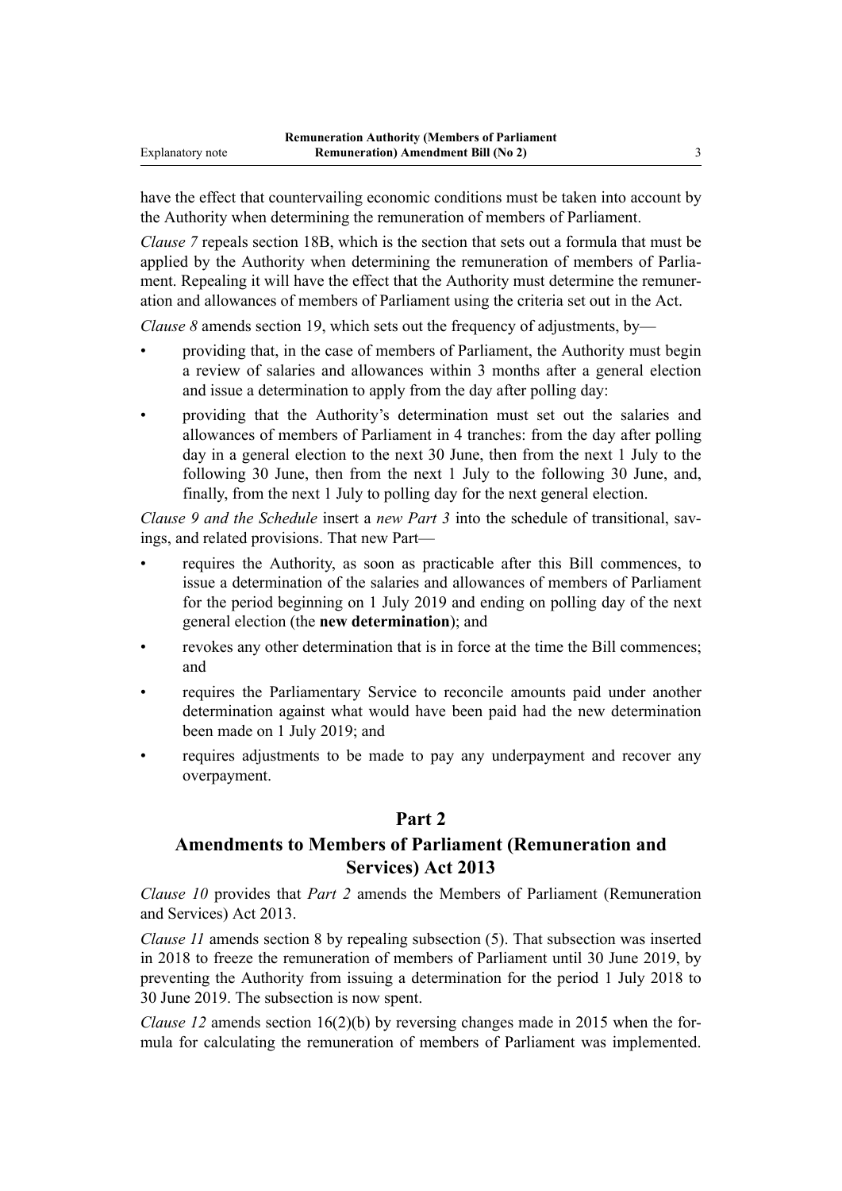have the effect that countervailing economic conditions must be taken into account by the Authority when determining the remuneration of members of Parliament.

*Clause 7* repeals section 18B, which is the section that sets out a formula that must be applied by the Authority when determining the remuneration of members of Parliament. Repealing it will have the effect that the Authority must determine the remuneration and allowances of members of Parliament using the criteria set out in the Act.

*Clause 8* amends section 19, which sets out the frequency of adjustments, by—

- providing that, in the case of members of Parliament, the Authority must begin a review of salaries and allowances within 3 months after a general election and issue a determination to apply from the day after polling day:
- providing that the Authority's determination must set out the salaries and allowances of members of Parliament in 4 tranches: from the day after polling day in a general election to the next 30 June, then from the next 1 July to the following 30 June, then from the next 1 July to the following 30 June, and, finally, from the next 1 July to polling day for the next general election.

*Clause 9 and the Schedule* insert a *new Part 3* into the schedule of transitional, savings, and related provisions. That new Part—

- requires the Authority, as soon as practicable after this Bill commences, to issue a determination of the salaries and allowances of members of Parliament for the period beginning on 1 July 2019 and ending on polling day of the next general election (the **new determination**); and
- revokes any other determination that is in force at the time the Bill commences; and
- requires the Parliamentary Service to reconcile amounts paid under another determination against what would have been paid had the new determination been made on 1 July 2019; and
- requires adjustments to be made to pay any underpayment and recover any overpayment.

## Part 2

## Amendments to Members of Parliament (Remuneration and Services) Act 2013

*Clause 10* provides that *Part 2* amends the Members of Parliament (Remuneration and Services) Act 2013.

*Clause 11* amends section 8 by repealing subsection (5). That subsection was inserted in 2018 to freeze the remuneration of members of Parliament until 30 June 2019, by preventing the Authority from issuing a determination for the period 1 July 2018 to 30 June 2019. The subsection is now spent.

*Clause 12* amends section 16(2)(b) by reversing changes made in 2015 when the formula for calculating the remuneration of members of Parliament was implemented.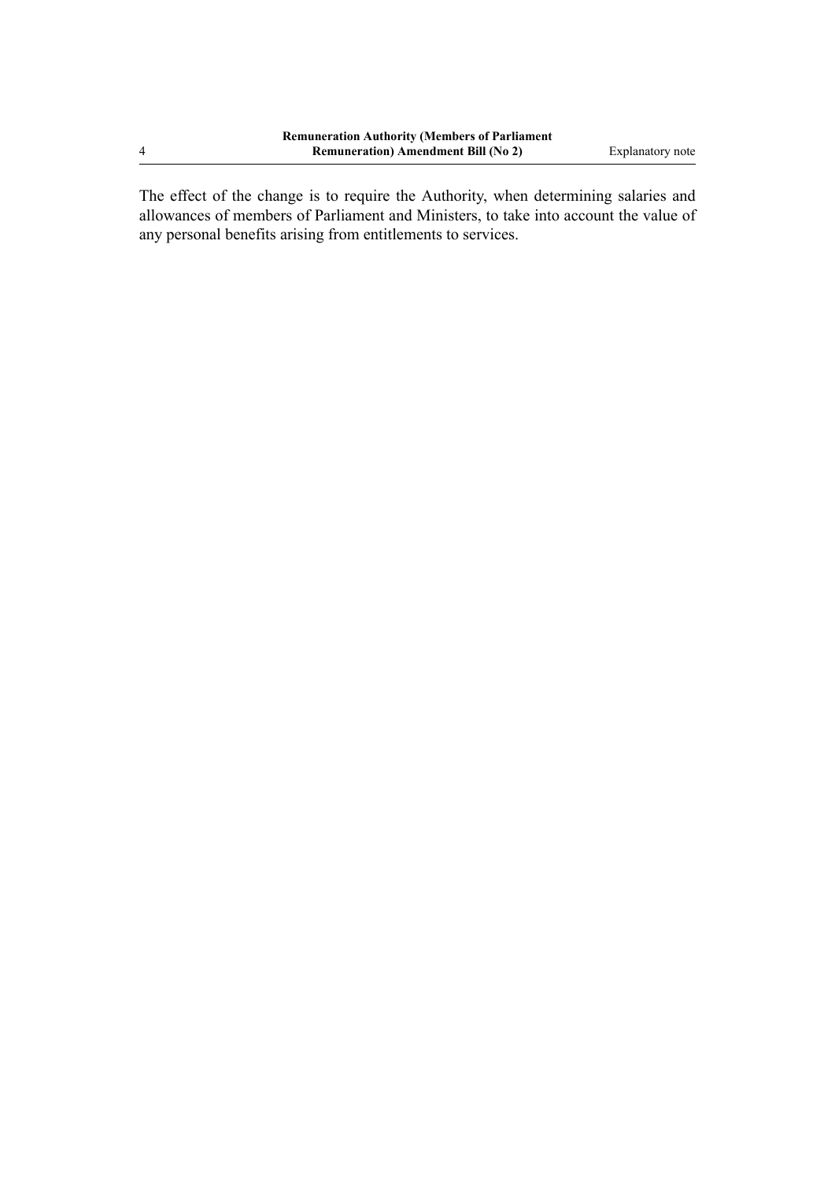The effect of the change is to require the Authority, when determining salaries and allowances of members of Parliament and Ministers, to take into account the value of any personal benefits arising from entitlements to services.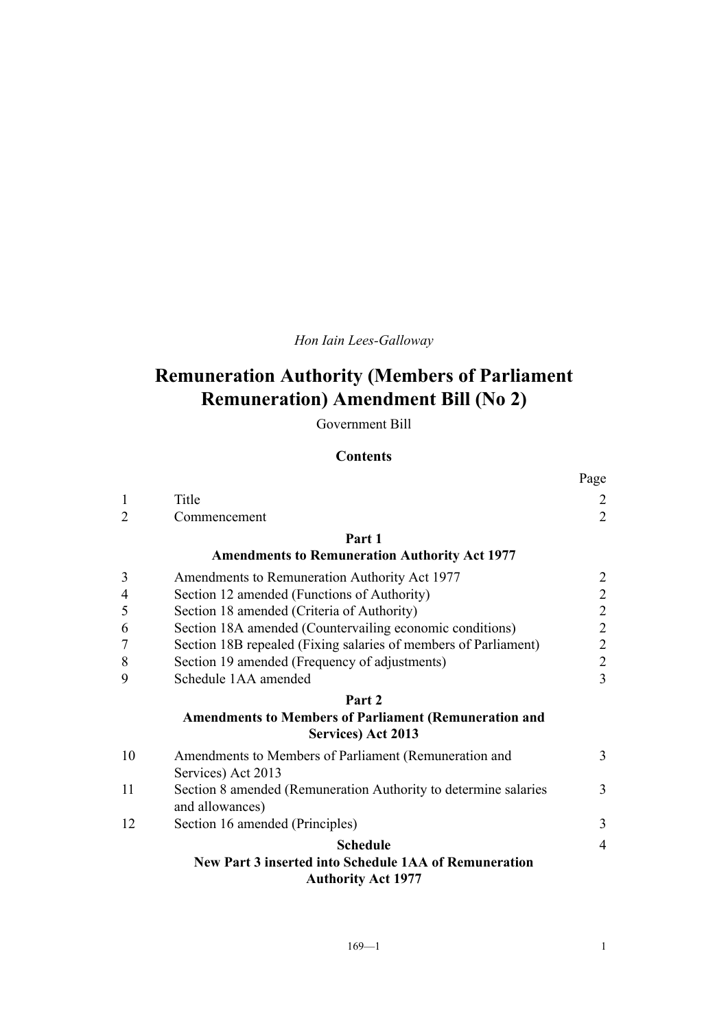*Hon Iain Lees-Galloway*

# Remuneration Authority (Members of Parliament Remuneration) Amendment Bill (No 2)

Government Bill

## Contents

| | | Page |
|---|---|---|
| 1 | Title | 2 |
| 2 | Commencement | 2 |
| | **Part 1** **Amendments to Remuneration Authority Act 1977** | |
| 3 | Amendments to Remuneration Authority Act 1977 | 2 |
| 4 | Section 12 amended (Functions of Authority) | 2 |
| 5 | Section 18 amended (Criteria of Authority) | 2 |
| 6 | Section 18A amended (Countervailing economic conditions) | 2 |
| 7 | Section 18B repealed (Fixing salaries of members of Parliament) | 2 |
| 8 | Section 19 amended (Frequency of adjustments) | 2 |
| 9 | Schedule 1AA amended | 3 |
| | **Part 2** **Amendments to Members of Parliament (Remuneration and Services) Act 2013** | |
| 10 | Amendments to Members of Parliament (Remuneration and Services) Act 2013 | 3 |
| 11 | Section 8 amended (Remuneration Authority to determine salaries and allowances) | 3 |
| 12 | Section 16 amended (Principles) | 3 |
| | **Schedule** **New Part 3 inserted into Schedule 1AA of Remuneration Authority Act 1977** | 4 |

169—1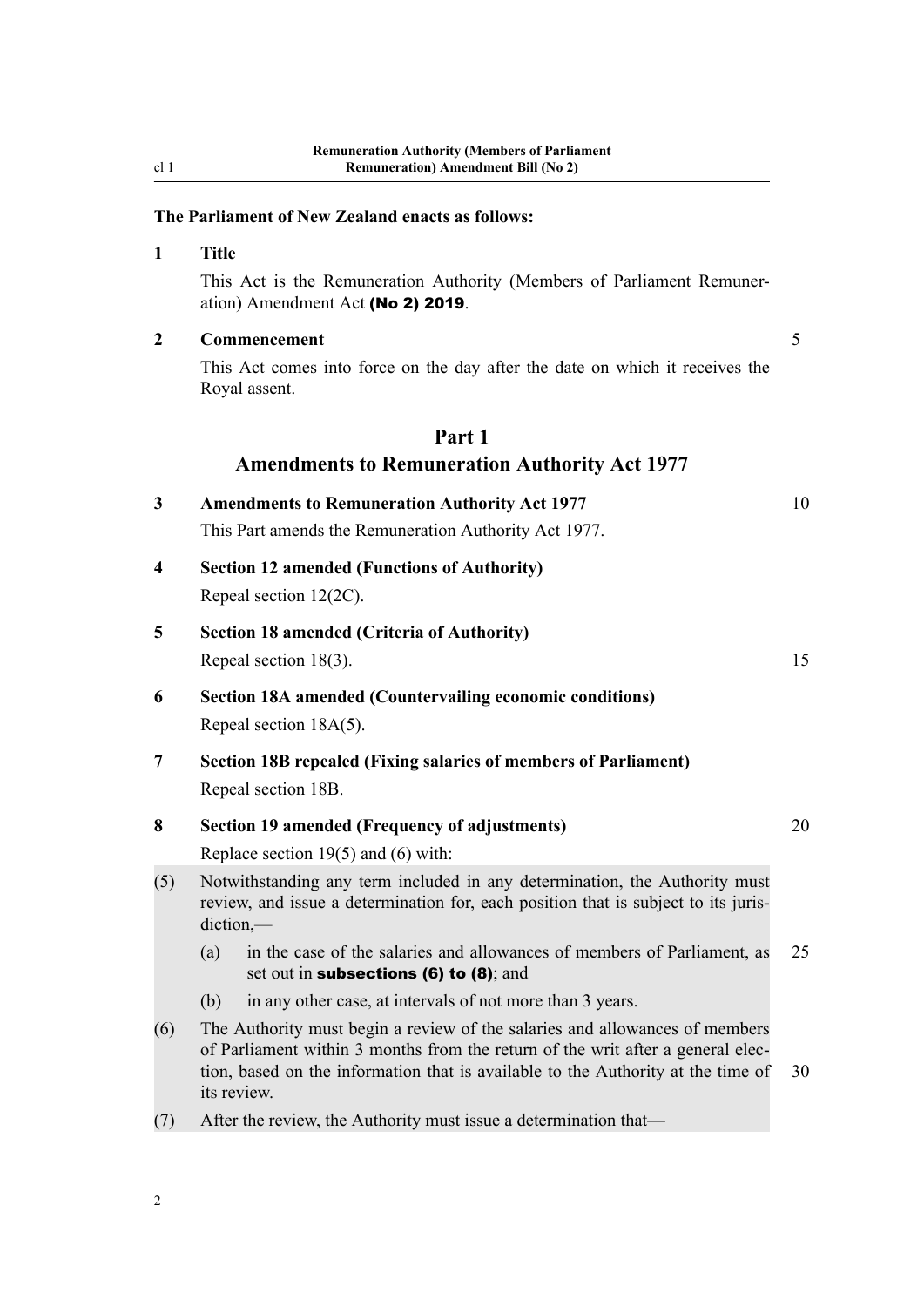**The Parliament of New Zealand enacts as follows:**

**1 Title**

This Act is the Remuneration Authority (Members of Parliament Remuneration) Amendment Act **(No 2) 2019**.

**2 Commencement**

This Act comes into force on the day after the date on which it receives the Royal assent.

## Part 1
## Amendments to Remuneration Authority Act 1977

**3 Amendments to Remuneration Authority Act 1977**

This Part amends the Remuneration Authority Act 1977.

**4 Section 12 amended (Functions of Authority)**

Repeal section 12(2C).

**5 Section 18 amended (Criteria of Authority)**

Repeal section 18(3).

**6 Section 18A amended (Countervailing economic conditions)**

Repeal section 18A(5).

**7 Section 18B repealed (Fixing salaries of members of Parliament)**

Repeal section 18B.

**8 Section 19 amended (Frequency of adjustments)**

Replace section 19(5) and (6) with:

(5) Notwithstanding any term included in any determination, the Authority must review, and issue a determination for, each position that is subject to its jurisdiction,—

- (a) in the case of the salaries and allowances of members of Parliament, as set out in **subsections (6) to (8)**; and
- (b) in any other case, at intervals of not more than 3 years.

(6) The Authority must begin a review of the salaries and allowances of members of Parliament within 3 months from the return of the writ after a general election, based on the information that is available to the Authority at the time of its review.

(7) After the review, the Authority must issue a determination that—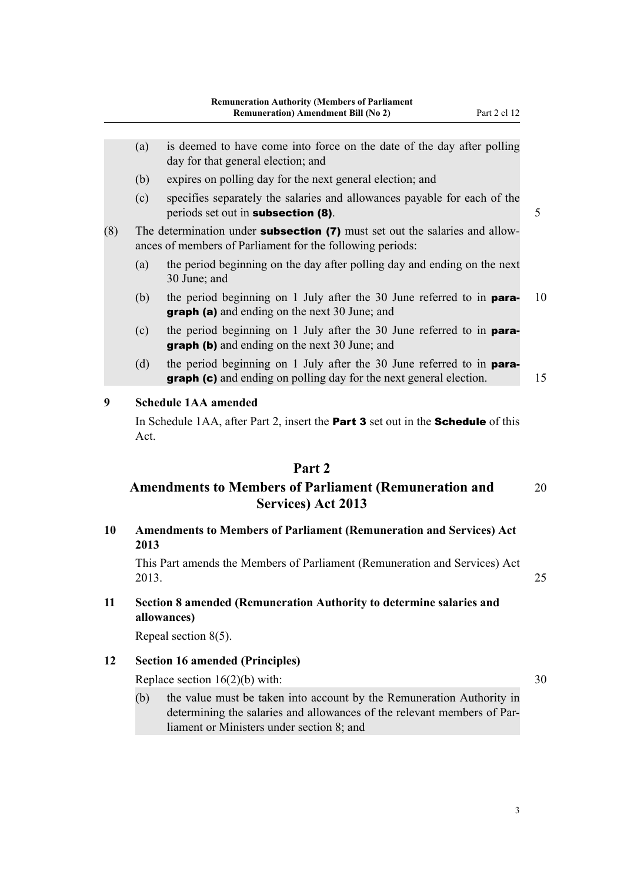(a) is deemed to have come into force on the date of the day after polling day for that general election; and

(b) expires on polling day for the next general election; and

(c) specifies separately the salaries and allowances payable for each of the periods set out in **subsection (8)**.

(8) The determination under **subsection (7)** must set out the salaries and allowances of members of Parliament for the following periods:

(a) the period beginning on the day after polling day and ending on the next 30 June; and

(b) the period beginning on 1 July after the 30 June referred to in **paragraph (a)** and ending on the next 30 June; and

(c) the period beginning on 1 July after the 30 June referred to in **paragraph (b)** and ending on the next 30 June; and

(d) the period beginning on 1 July after the 30 June referred to in **paragraph (c)** and ending on polling day for the next general election.

### 9 Schedule 1AA amended

In Schedule 1AA, after Part 2, insert the **Part 3** set out in the **Schedule** of this Act.

## Part 2
## Amendments to Members of Parliament (Remuneration and Services) Act 2013

### 10 Amendments to Members of Parliament (Remuneration and Services) Act 2013

This Part amends the Members of Parliament (Remuneration and Services) Act 2013.

### 11 Section 8 amended (Remuneration Authority to determine salaries and allowances)

Repeal section 8(5).

### 12 Section 16 amended (Principles)

Replace section 16(2)(b) with:

(b) the value must be taken into account by the Remuneration Authority in determining the salaries and allowances of the relevant members of Parliament or Ministers under section 8; and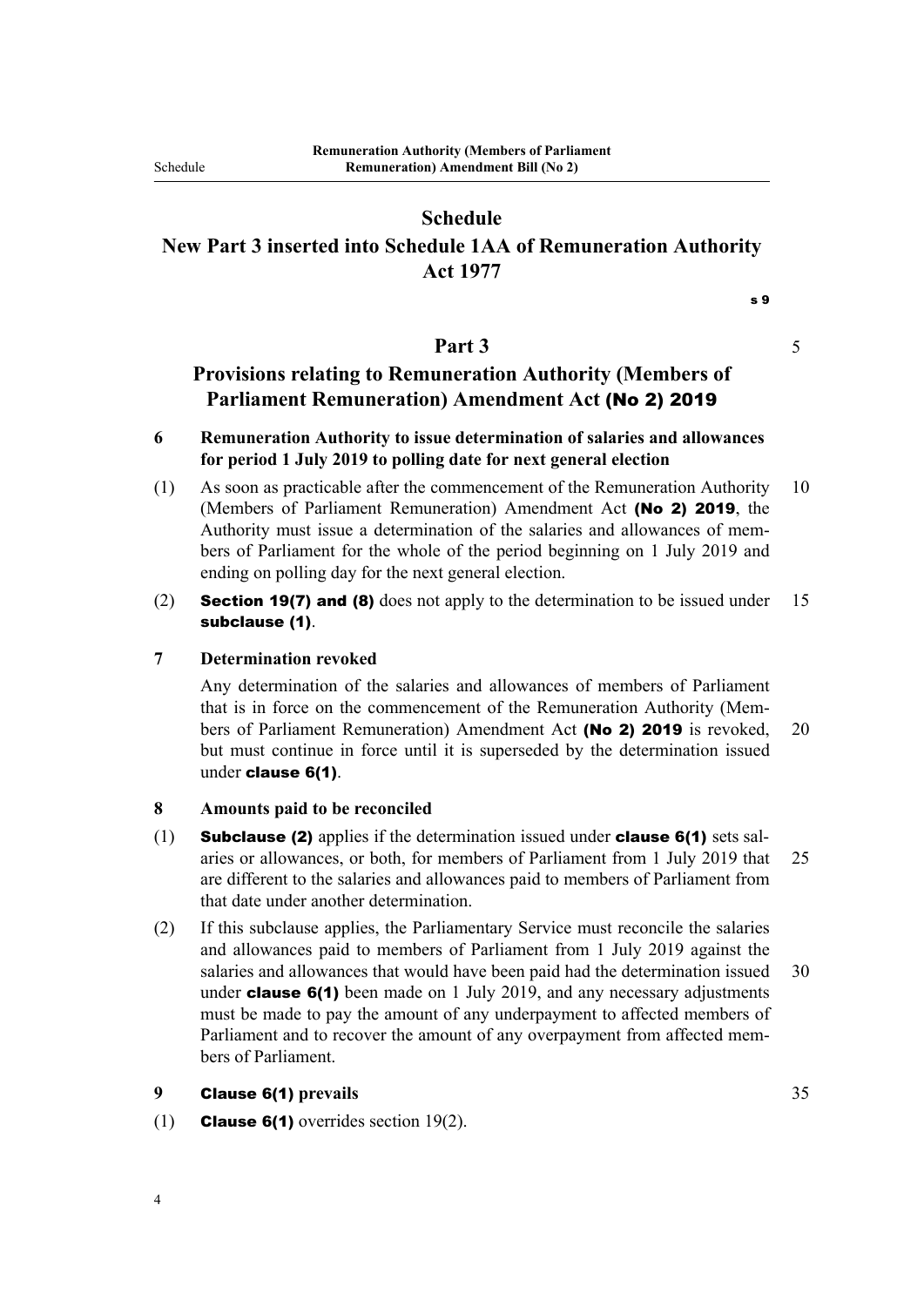# Schedule

# New Part 3 inserted into Schedule 1AA of Remuneration Authority Act 1977

s 9

## Part 3

## Provisions relating to Remuneration Authority (Members of Parliament Remuneration) Amendment Act **(No 2) 2019**

**6 Remuneration Authority to issue determination of salaries and allowances for period 1 July 2019 to polling date for next general election**

(1) As soon as practicable after the commencement of the Remuneration Authority (Members of Parliament Remuneration) Amendment Act **(No 2) 2019**, the Authority must issue a determination of the salaries and allowances of members of Parliament for the whole of the period beginning on 1 July 2019 and ending on polling day for the next general election.

(2) **Section 19(7) and (8)** does not apply to the determination to be issued under **subclause (1)**.

**7 Determination revoked**

Any determination of the salaries and allowances of members of Parliament that is in force on the commencement of the Remuneration Authority (Members of Parliament Remuneration) Amendment Act **(No 2) 2019** is revoked, but must continue in force until it is superseded by the determination issued under **clause 6(1)**.

**8 Amounts paid to be reconciled**

(1) **Subclause (2)** applies if the determination issued under **clause 6(1)** sets salaries or allowances, or both, for members of Parliament from 1 July 2019 that are different to the salaries and allowances paid to members of Parliament from that date under another determination.

(2) If this subclause applies, the Parliamentary Service must reconcile the salaries and allowances paid to members of Parliament from 1 July 2019 against the salaries and allowances that would have been paid had the determination issued under **clause 6(1)** been made on 1 July 2019, and any necessary adjustments must be made to pay the amount of any underpayment to affected members of Parliament and to recover the amount of any overpayment from affected members of Parliament.

**9 Clause 6(1) prevails**

(1) **Clause 6(1)** overrides section 19(2).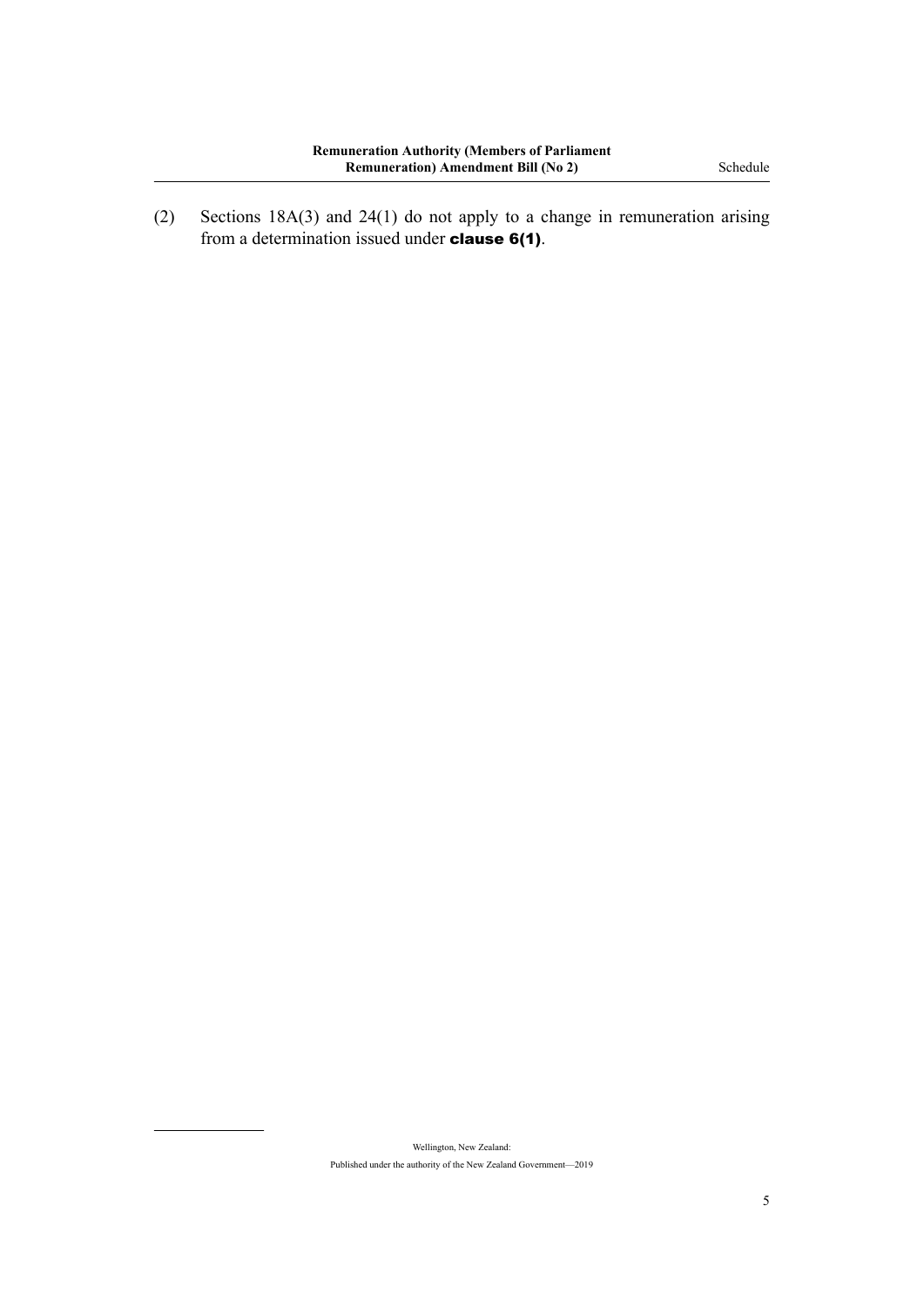(2) Sections 18A(3) and 24(1) do not apply to a change in remuneration arising from a determination issued under **clause 6(1)**.

Wellington, New Zealand:
Published under the authority of the New Zealand Government—2019